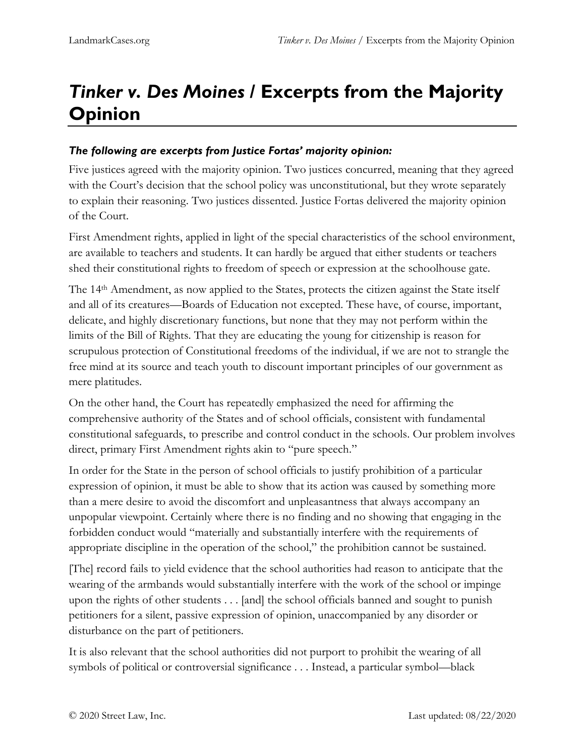# *Tinker v. Des Moines* / Excerpts from the Majority Opinion

### *The following are excerpts from Justice Fortas' majority opinion:*

Five justices agreed with the majority opinion. Two justices concurred, meaning that they agreed with the Court's decision that the school policy was unconstitutional, but they wrote separately to explain their reasoning. Two justices dissented. Justice Fortas delivered the majority opinion of the Court.

First Amendment rights, applied in light of the special characteristics of the school environment, are available to teachers and students. It can hardly be argued that either students or teachers shed their constitutional rights to freedom of speech or expression at the schoolhouse gate.

The 14th Amendment, as now applied to the States, protects the citizen against the State itself and all of its creatures—Boards of Education not excepted. These have, of course, important, delicate, and highly discretionary functions, but none that they may not perform within the limits of the Bill of Rights. That they are educating the young for citizenship is reason for scrupulous protection of Constitutional freedoms of the individual, if we are not to strangle the free mind at its source and teach youth to discount important principles of our government as mere platitudes.

On the other hand, the Court has repeatedly emphasized the need for affirming the comprehensive authority of the States and of school officials, consistent with fundamental constitutional safeguards, to prescribe and control conduct in the schools. Our problem involves direct, primary First Amendment rights akin to "pure speech."

In order for the State in the person of school officials to justify prohibition of a particular expression of opinion, it must be able to show that its action was caused by something more than a mere desire to avoid the discomfort and unpleasantness that always accompany an unpopular viewpoint. Certainly where there is no finding and no showing that engaging in the forbidden conduct would "materially and substantially interfere with the requirements of appropriate discipline in the operation of the school," the prohibition cannot be sustained.

[The] record fails to yield evidence that the school authorities had reason to anticipate that the wearing of the armbands would substantially interfere with the work of the school or impinge upon the rights of other students . . . [and] the school officials banned and sought to punish petitioners for a silent, passive expression of opinion, unaccompanied by any disorder or disturbance on the part of petitioners.

It is also relevant that the school authorities did not purport to prohibit the wearing of all symbols of political or controversial significance . . . Instead, a particular symbol—black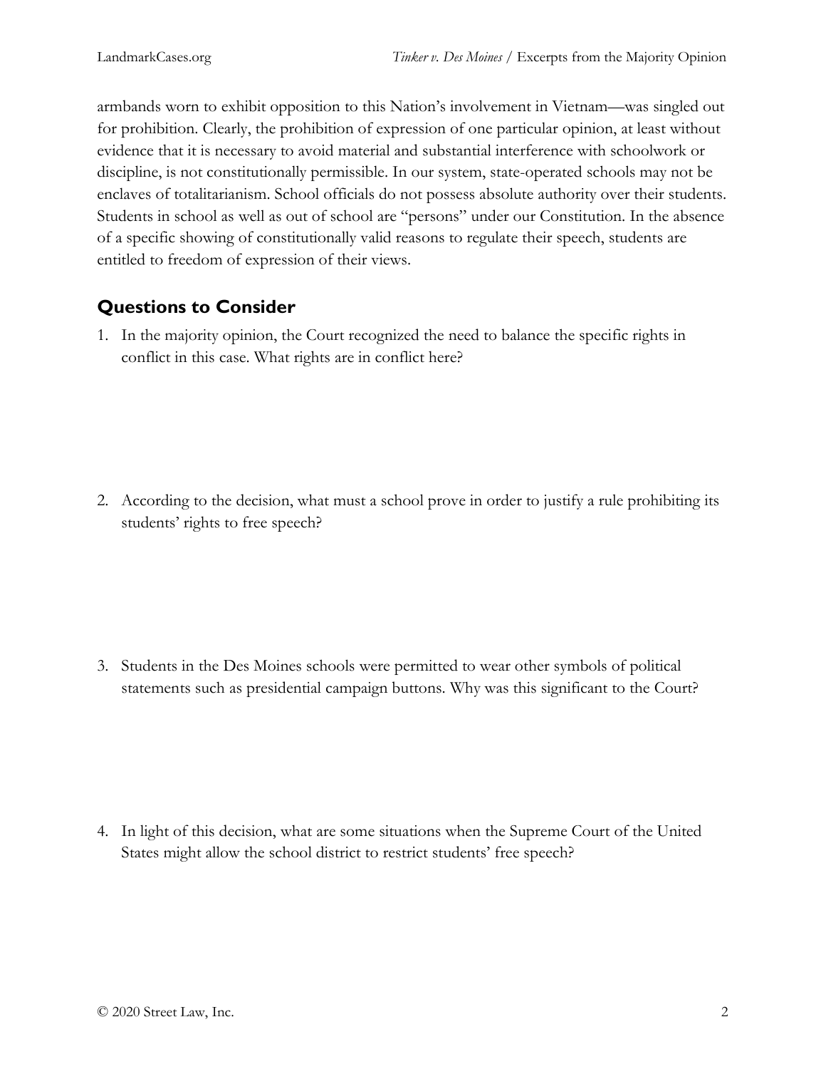armbands worn to exhibit opposition to this Nation's involvement in Vietnam—was singled out for prohibition. Clearly, the prohibition of expression of one particular opinion, at least without evidence that it is necessary to avoid material and substantial interference with schoolwork or discipline, is not constitutionally permissible. In our system, state-operated schools may not be enclaves of totalitarianism. School officials do not possess absolute authority over their students. Students in school as well as out of school are "persons" under our Constitution. In the absence of a specific showing of constitutionally valid reasons to regulate their speech, students are entitled to freedom of expression of their views.

## Questions to Consider

1. In the majority opinion, the Court recognized the need to balance the specific rights in conflict in this case. What rights are in conflict here?

2. According to the decision, what must a school prove in order to justify a rule prohibiting its students' rights to free speech?

3. Students in the Des Moines schools were permitted to wear other symbols of political statements such as presidential campaign buttons. Why was this significant to the Court?

4. In light of this decision, what are some situations when the Supreme Court of the United States might allow the school district to restrict students' free speech?

© 2020 Street Law, Inc.